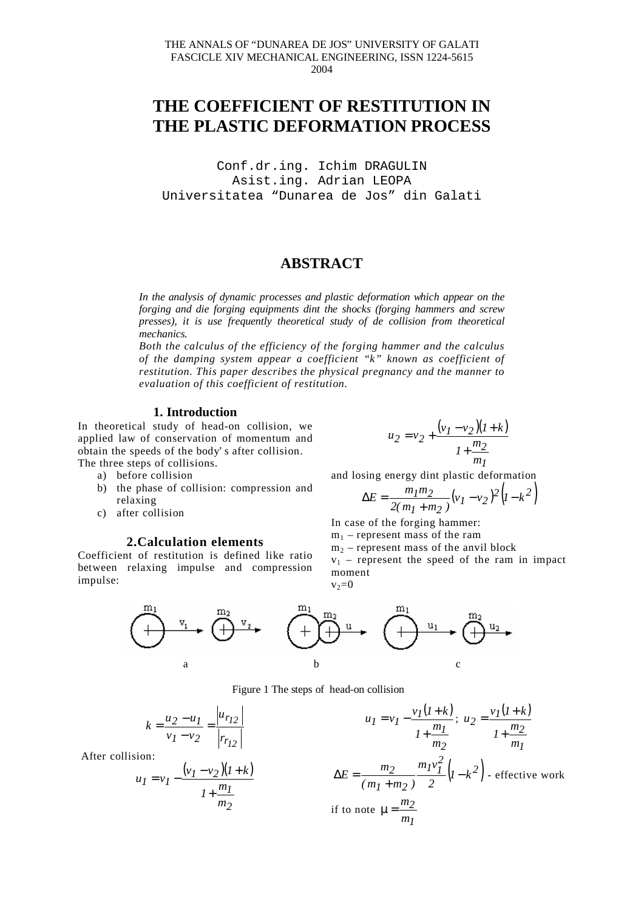THE ANNALS OF "DUNAREA DE JOS" UNIVERSITY OF GALATI
FASCICLE XIV MECHANICAL ENGINEERING, ISSN 1224-5615
2004

# THE COEFFICIENT OF RESTITUTION IN THE PLASTIC DEFORMATION PROCESS

Conf.dr.ing. Ichim DRAGULIN
Asist.ing. Adrian LEOPA
Universitatea "Dunarea de Jos" din Galati

## ABSTRACT

*In the analysis of dynamic processes and plastic deformation which appear on the forging and die forging equipments dint the shocks (forging hammers and screw presses), it is use frequently theoretical study of de collision from theoretical mechanics.*
*Both the calculus of the efficiency of the forging hammer and the calculus of the damping system appear a coefficient "k" known as coefficient of restitution. This paper describes the physical pregnancy and the manner to evaluation of this coefficient of restitution.*

### 1. Introduction

In theoretical study of head-on collision, we applied law of conservation of momentum and obtain the speeds of the body's after collision.
The three steps of collisions.

a) before collision
b) the phase of collision: compression and relaxing
c) after collision

### 2.Calculation elements

Coefficient of restitution is defined like ratio between relaxing impulse and compression impulse:

$$k = \frac{u_2 - u_1}{v_1 - v_2} = \frac{|u_{r_{12}}|}{|r_{r_{12}}|}$$

After collision:

$$u_1 = v_1 - \frac{(v_1 - v_2)(1+k)}{1 + \frac{m_1}{m_2}}$$

$$u_2 = v_2 + \frac{(v_1 - v_2)(1+k)}{1 + \frac{m_2}{m_1}}$$

and losing energy dint plastic deformation

$$\Delta E = \frac{m_1 m_2}{2(m_1 + m_2)}(v_1 - v_2)^2\left(1 - k^2\right)$$

In case of the forging hammer:
$m_1$ – represent mass of the ram
$m_2$ – represent mass of the anvil block
$v_1$ – represent the speed of the ram in impact moment
$v_2 = 0$

Figure 1 The steps of head-on collision

$$u_1 = v_1 - \frac{v_1(1+k)}{1 + \frac{m_1}{m_2}}; \; u_2 = \frac{v_1(1+k)}{1 + \frac{m_2}{m_1}}$$

$$\Delta E = \frac{m_2}{(m_1 + m_2)}\frac{m_1 v_1^2}{2}\left(1 - k^2\right)$$ - effective work

if to note $\mu = \frac{m_2}{m_1}$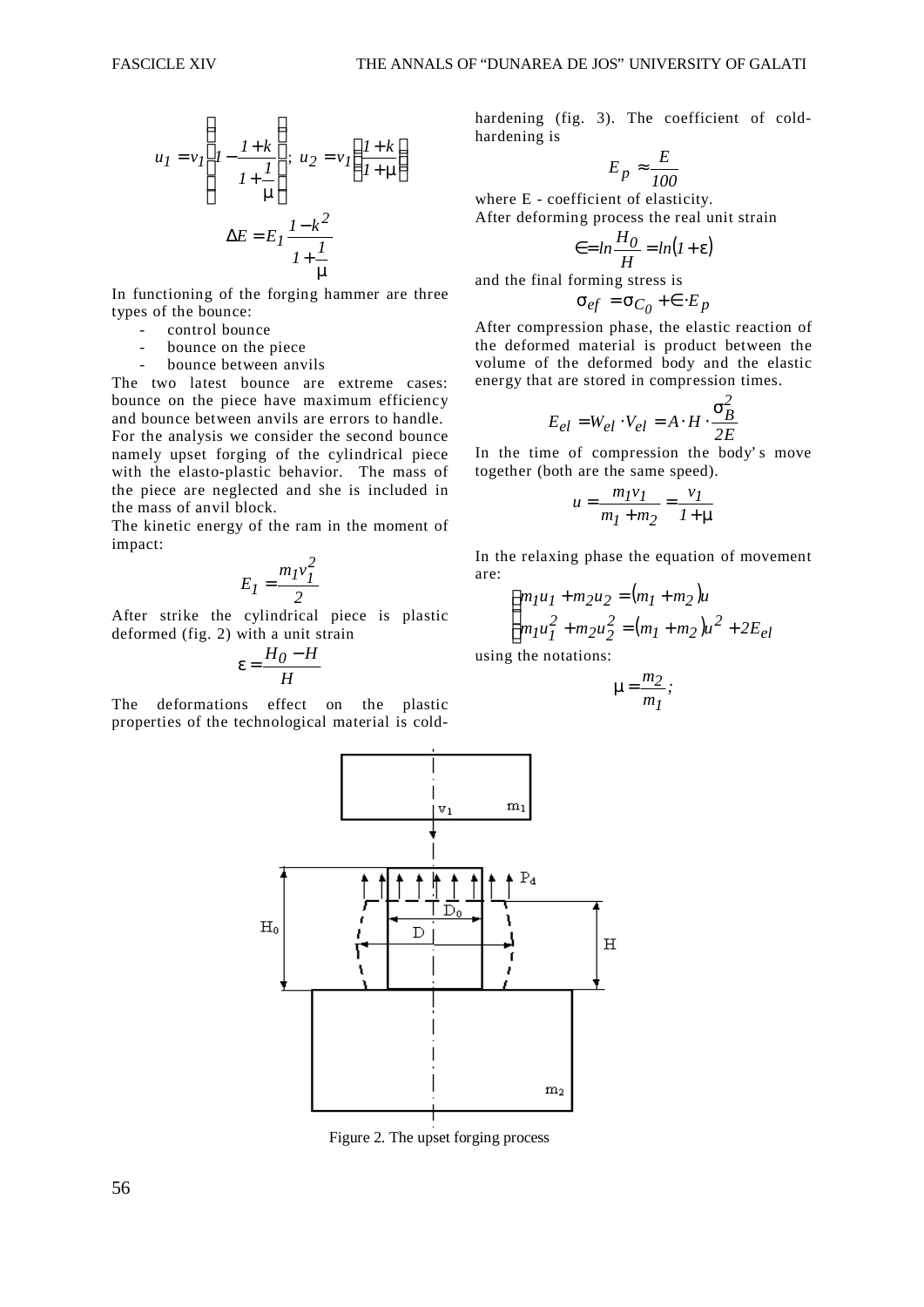$$u_1 = v_1\left(1 - \frac{1+k}{1+\frac{1}{\mu}}\right);\ u_2 = v_1\left(\frac{1+k}{1+\mu}\right)$$

$$\Delta E = E_1 \frac{1-k^2}{1+\frac{1}{\mu}}$$

In functioning of the forging hammer are three types of the bounce:

- control bounce
- bounce on the piece
- bounce between anvils

The two latest bounce are extreme cases: bounce on the piece have maximum efficiency and bounce between anvils are errors to handle.

For the analysis we consider the second bounce namely upset forging of the cylindrical piece with the elasto-plastic behavior. The mass of the piece are neglected and she is included in the mass of anvil block.

The kinetic energy of the ram in the moment of impact:

$$E_1 = \frac{m_1 v_1^2}{2}$$

After strike the cylindrical piece is plastic deformed (fig. 2) with a unit strain

$$\varepsilon = \frac{H_0 - H}{H}$$

The deformations effect on the plastic properties of the technological material is cold-hardening (fig. 3). The coefficient of cold-hardening is

$$E_p \approx \frac{E}{100}$$

where E - coefficient of elasticity.

After deforming process the real unit strain

$$\in = ln\frac{H_0}{H} = ln(1+\varepsilon)$$

and the final forming stress is

$$\sigma_{ef} = \sigma_{C_0} + \in \cdot E_p$$

After compression phase, the elastic reaction of the deformed material is product between the volume of the deformed body and the elastic energy that are stored in compression times.

$$E_{el} = W_{el} \cdot V_{el} = A \cdot H \cdot \frac{\sigma_B^2}{2E}$$

In the time of compression the body's move together (both are the same speed).

$$u = \frac{m_1 v_1}{m_1 + m_2} = \frac{v_1}{1+\mu}$$

In the relaxing phase the equation of movement are:

$$\begin{cases} m_1 u_1 + m_2 u_2 = (m_1 + m_2)u \\ m_1 u_1^2 + m_2 u_2^2 = (m_1 + m_2)u^2 + 2E_{el} \end{cases}$$

using the notations:

$$\mu = \frac{m_2}{m_1};$$

Figure 2. The upset forging process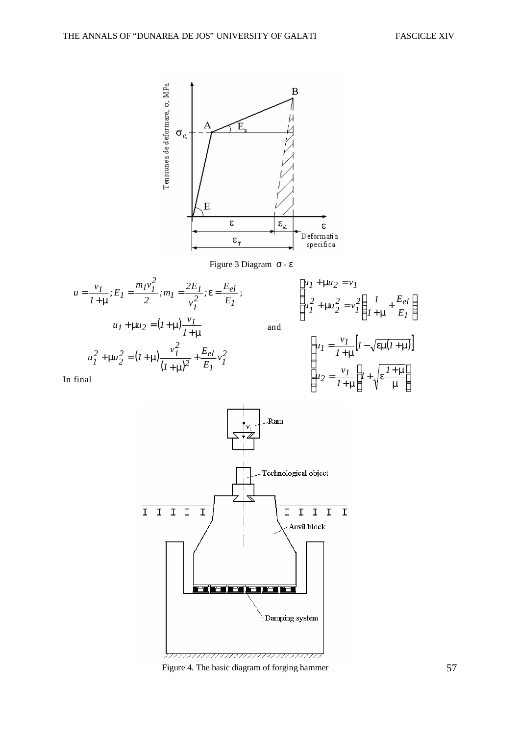Figure 3 Diagram $\sigma$ - $\varepsilon$

$$u = \frac{v_1}{1+\mu}; E_1 = \frac{m_1 v_1^2}{2}; m_1 = \frac{2E_1}{v_1^2}; \varepsilon = \frac{E_{el}}{E_1};$$

$$u_1 + \mu u_2 = (1+\mu)\frac{v_1}{1+\mu}$$

$$u_1^2 + \mu u_2^2 = (1+\mu)\frac{v_1^2}{(1+\mu)^2} + \frac{E_{el}}{E_1} v_1^2$$

and

$$\begin{cases} u_1 + \mu u_2 = v_1 \\ u_1^2 + \mu u_2^2 = v_1^2 \left( \frac{1}{1+\mu} + \frac{E_{el}}{E_1} \right) \end{cases}$$

In final

$$\begin{cases} u_1 = \frac{v_1}{1+\mu}\left[1 - \sqrt{\varepsilon\mu(1+\mu)}\right] \\ u_2 = \frac{v_1}{1+\mu}\left(1 + \sqrt{\varepsilon\frac{1+\mu}{\mu}}\right) \end{cases}$$

Figure 4. The basic diagram of forging hammer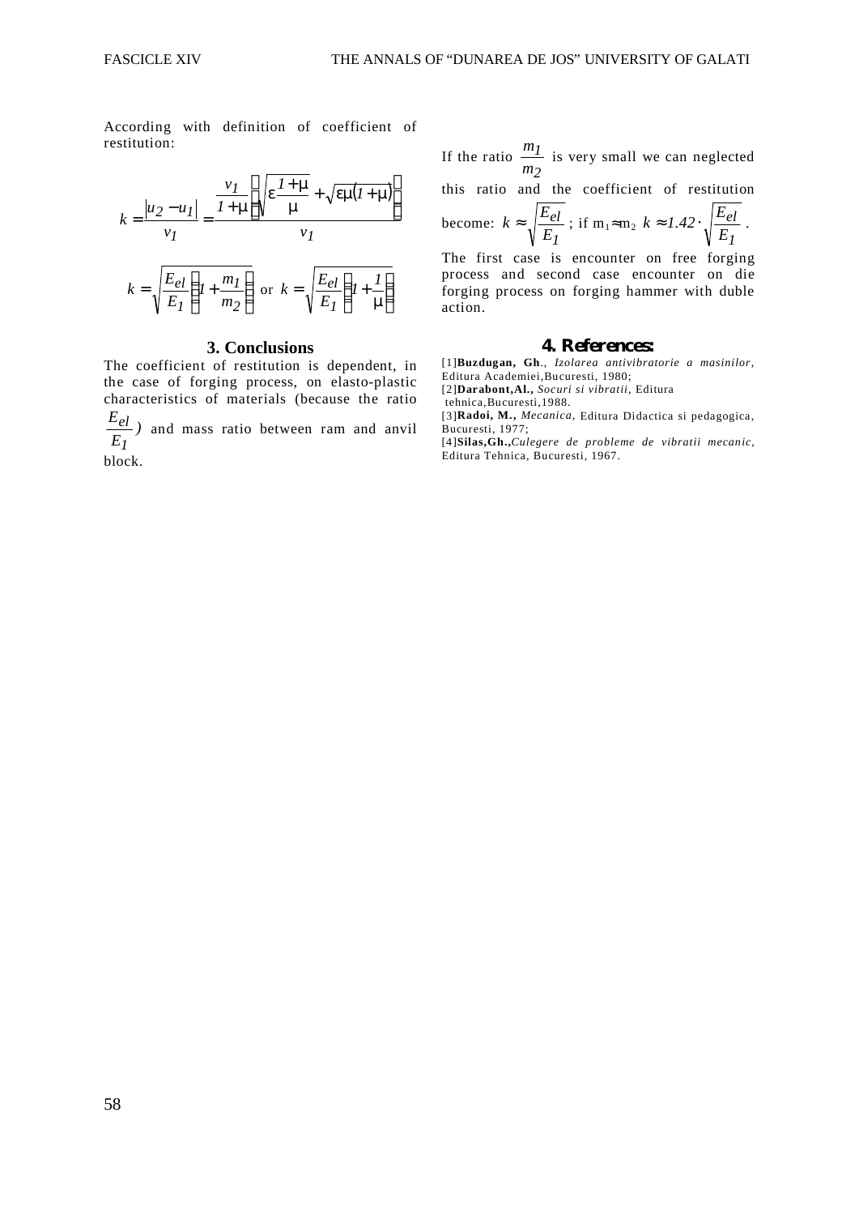According with definition of coefficient of restitution:

$$k = \frac{|u_2 - u_1|}{v_1} = \frac{\frac{v_1}{1+\mu}\left(\sqrt{\varepsilon\frac{1+\mu}{\mu}} + \sqrt{\varepsilon\mu(1+\mu)}\right)}{v_1}$$

$$k = \sqrt{\frac{E_{el}}{E_1}\left(1 + \frac{m_1}{m_2}\right)} \text{ or } k = \sqrt{\frac{E_{el}}{E_1}\left(1 + \frac{1}{\mu}\right)}$$

If the ratio $\frac{m_1}{m_2}$ is very small we can neglected this ratio and the coefficient of restitution become: $k \approx \sqrt{\frac{E_{el}}{E_1}}$ ; if $m_1 \approx m_2$ $k \approx 1.42 \cdot \sqrt{\frac{E_{el}}{E_1}}$ .

The first case is encounter on free forging process and second case encounter on die forging process on forging hammer with duble action.

## 3. Conclusions

The coefficient of restitution is dependent, in the case of forging process, on elasto-plastic characteristics of materials (because the ratio $\frac{E_{el}}{E_1}$) and mass ratio between ram and anvil block.

## 4. References:

[1]**Buzdugan, Gh**., *Izolarea antivibratorie a masinilor*, Editura Academiei,Bucuresti, 1980;

[2]**Darabont,Al.,** *Socuri si vibratii*, Editura tehnica,Bucuresti,1988.

[3]**Radoi, M.,** *Mecanica*, Editura Didactica si pedagogica, Bucuresti, 1977;

[4]**Silas,Gh.,***Culegere de probleme de vibratii mecanic*, Editura Tehnica, Bucuresti, 1967.